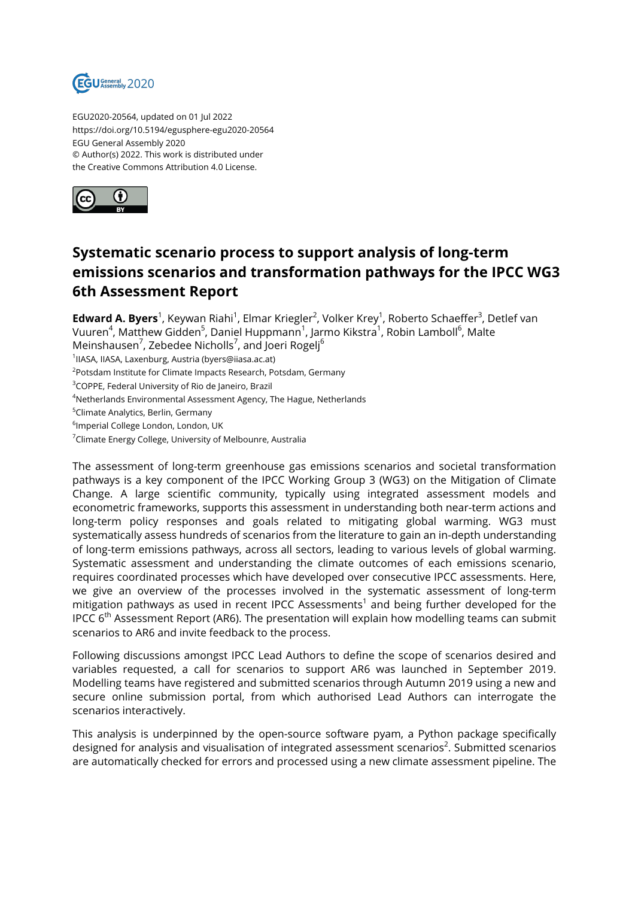EGU2020-20564, updated on 01 Jul 2022
https://doi.org/10.5194/egusphere-egu2020-20564
EGU General Assembly 2020
© Author(s) 2022. This work is distributed under
the Creative Commons Attribution 4.0 License.

# Systematic scenario process to support analysis of long-term emissions scenarios and transformation pathways for the IPCC WG3 6th Assessment Report

**Edward A. Byers**[1], Keywan Riahi[1], Elmar Kriegler[2], Volker Krey[1], Roberto Schaeffer[3], Detlef van Vuuren[4], Matthew Gidden[5], Daniel Huppmann[1], Jarmo Kikstra[1], Robin Lamboll[6], Malte Meinshausen[7], Zebedee Nicholls[7], and Joeri Rogelj[6]

[1]IIASA, IIASA, Laxenburg, Austria (byers@iiasa.ac.at)
[2]Potsdam Institute for Climate Impacts Research, Potsdam, Germany
[3]COPPE, Federal University of Rio de Janeiro, Brazil
[4]Netherlands Environmental Assessment Agency, The Hague, Netherlands
[5]Climate Analytics, Berlin, Germany
[6]Imperial College London, London, UK
[7]Climate Energy College, University of Melbounre, Australia

The assessment of long-term greenhouse gas emissions scenarios and societal transformation pathways is a key component of the IPCC Working Group 3 (WG3) on the Mitigation of Climate Change. A large scientific community, typically using integrated assessment models and econometric frameworks, supports this assessment in understanding both near-term actions and long-term policy responses and goals related to mitigating global warming. WG3 must systematically assess hundreds of scenarios from the literature to gain an in-depth understanding of long-term emissions pathways, across all sectors, leading to various levels of global warming. Systematic assessment and understanding the climate outcomes of each emissions scenario, requires coordinated processes which have developed over consecutive IPCC assessments. Here, we give an overview of the processes involved in the systematic assessment of long-term mitigation pathways as used in recent IPCC Assessments[1] and being further developed for the IPCC 6th Assessment Report (AR6). The presentation will explain how modelling teams can submit scenarios to AR6 and invite feedback to the process.

Following discussions amongst IPCC Lead Authors to define the scope of scenarios desired and variables requested, a call for scenarios to support AR6 was launched in September 2019. Modelling teams have registered and submitted scenarios through Autumn 2019 using a new and secure online submission portal, from which authorised Lead Authors can interrogate the scenarios interactively.

This analysis is underpinned by the open-source software pyam, a Python package specifically designed for analysis and visualisation of integrated assessment scenarios[2]. Submitted scenarios are automatically checked for errors and processed using a new climate assessment pipeline. The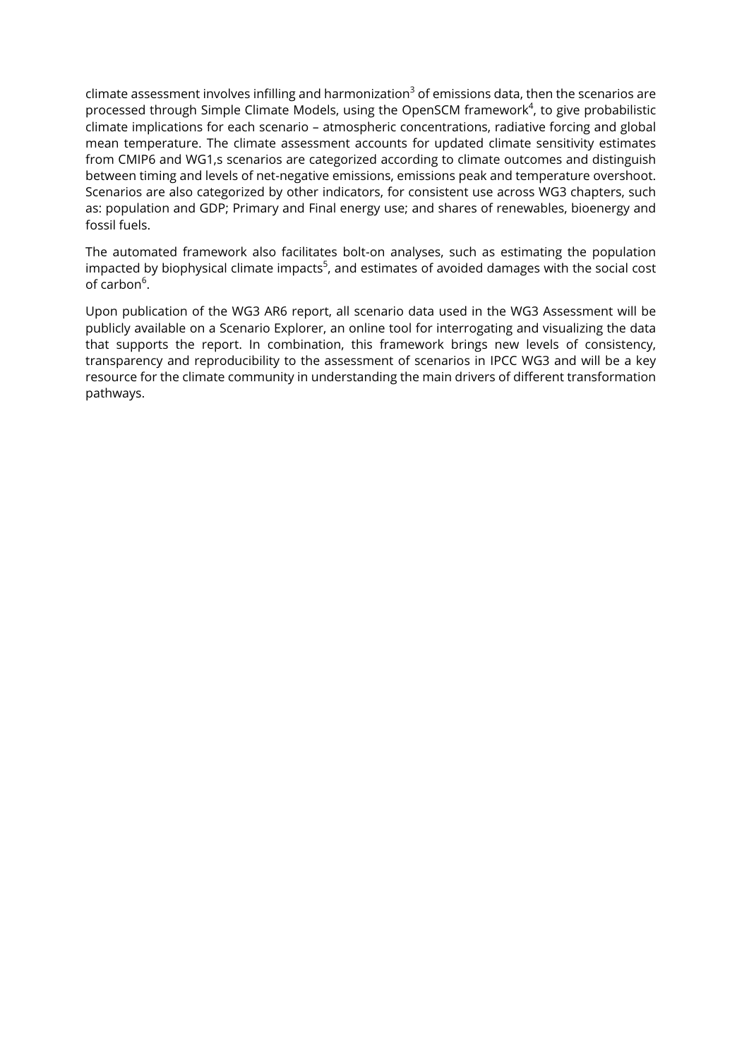climate assessment involves infilling and harmonization[3] of emissions data, then the scenarios are processed through Simple Climate Models, using the OpenSCM framework[4], to give probabilistic climate implications for each scenario – atmospheric concentrations, radiative forcing and global mean temperature. The climate assessment accounts for updated climate sensitivity estimates from CMIP6 and WG1,s scenarios are categorized according to climate outcomes and distinguish between timing and levels of net-negative emissions, emissions peak and temperature overshoot. Scenarios are also categorized by other indicators, for consistent use across WG3 chapters, such as: population and GDP; Primary and Final energy use; and shares of renewables, bioenergy and fossil fuels.

The automated framework also facilitates bolt-on analyses, such as estimating the population impacted by biophysical climate impacts[5], and estimates of avoided damages with the social cost of carbon[6].

Upon publication of the WG3 AR6 report, all scenario data used in the WG3 Assessment will be publicly available on a Scenario Explorer, an online tool for interrogating and visualizing the data that supports the report. In combination, this framework brings new levels of consistency, transparency and reproducibility to the assessment of scenarios in IPCC WG3 and will be a key resource for the climate community in understanding the main drivers of different transformation pathways.